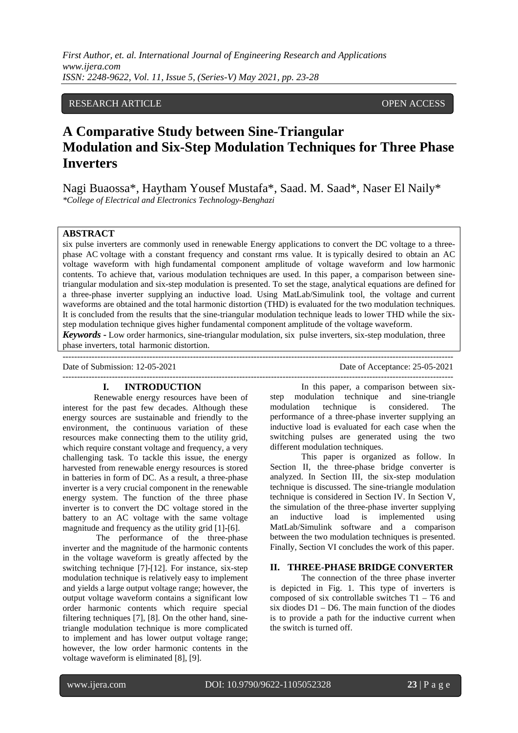RESEARCH ARTICLE OPEN ACCESS

# A Comparative Study between Sine-Triangular Modulation and Six-Step Modulation Techniques for Three Phase Inverters

Nagi Buaossa*, Haytham Yousef Mustafa*, Saad. M. Saad*, Naser El Naily*

*College of Electrical and Electronics Technology-Benghazi*

## ABSTRACT

six pulse inverters are commonly used in renewable Energy applications to convert the DC voltage to a three-phase AC voltage with a constant frequency and constant rms value. It is typically desired to obtain an AC voltage waveform with high fundamental component amplitude of voltage waveform and low harmonic contents. To achieve that, various modulation techniques are used. In this paper, a comparison between sine-triangular modulation and six-step modulation is presented. To set the stage, analytical equations are defined for a three-phase inverter supplying an inductive load. Using MatLab/Simulink tool, the voltage and current waveforms are obtained and the total harmonic distortion (THD) is evaluated for the two modulation techniques. It is concluded from the results that the sine-triangular modulation technique leads to lower THD while the six-step modulation technique gives higher fundamental component amplitude of the voltage waveform.

***Keywords -*** Low order harmonics, sine-triangular modulation, six pulse inverters, six-step modulation, three phase inverters, total harmonic distortion.

---

Date of Submission: 12-05-2021 Date of Acceptance: 25-05-2021

---

## I. INTRODUCTION

Renewable energy resources have been of interest for the past few decades. Although these energy sources are sustainable and friendly to the environment, the continuous variation of these resources make connecting them to the utility grid, which require constant voltage and frequency, a very challenging task. To tackle this issue, the energy harvested from renewable energy resources is stored in batteries in form of DC. As a result, a three-phase inverter is a very crucial component in the renewable energy system. The function of the three phase inverter is to convert the DC voltage stored in the battery to an AC voltage with the same voltage magnitude and frequency as the utility grid [1]-[6].

The performance of the three-phase inverter and the magnitude of the harmonic contents in the voltage waveform is greatly affected by the switching technique [7]-[12]. For instance, six-step modulation technique is relatively easy to implement and yields a large output voltage range; however, the output voltage waveform contains a significant low order harmonic contents which require special filtering techniques [7], [8]. On the other hand, sine-triangle modulation technique is more complicated to implement and has lower output voltage range; however, the low order harmonic contents in the voltage waveform is eliminated [8], [9].

In this paper, a comparison between six-step modulation technique and sine-triangle modulation technique is considered. The performance of a three-phase inverter supplying an inductive load is evaluated for each case when the switching pulses are generated using the two different modulation techniques.

This paper is organized as follow. In Section II, the three-phase bridge converter is analyzed. In Section III, the six-step modulation technique is discussed. The sine-triangle modulation technique is considered in Section IV. In Section V, the simulation of the three-phase inverter supplying an inductive load is implemented using MatLab/Simulink software and a comparison between the two modulation techniques is presented. Finally, Section VI concludes the work of this paper.

## II. THREE-PHASE BRIDGE CONVERTER

The connection of the three phase inverter is depicted in Fig. 1. This type of inverters is composed of six controllable switches T1 – T6 and six diodes D1 – D6. The main function of the diodes is to provide a path for the inductive current when the switch is turned off.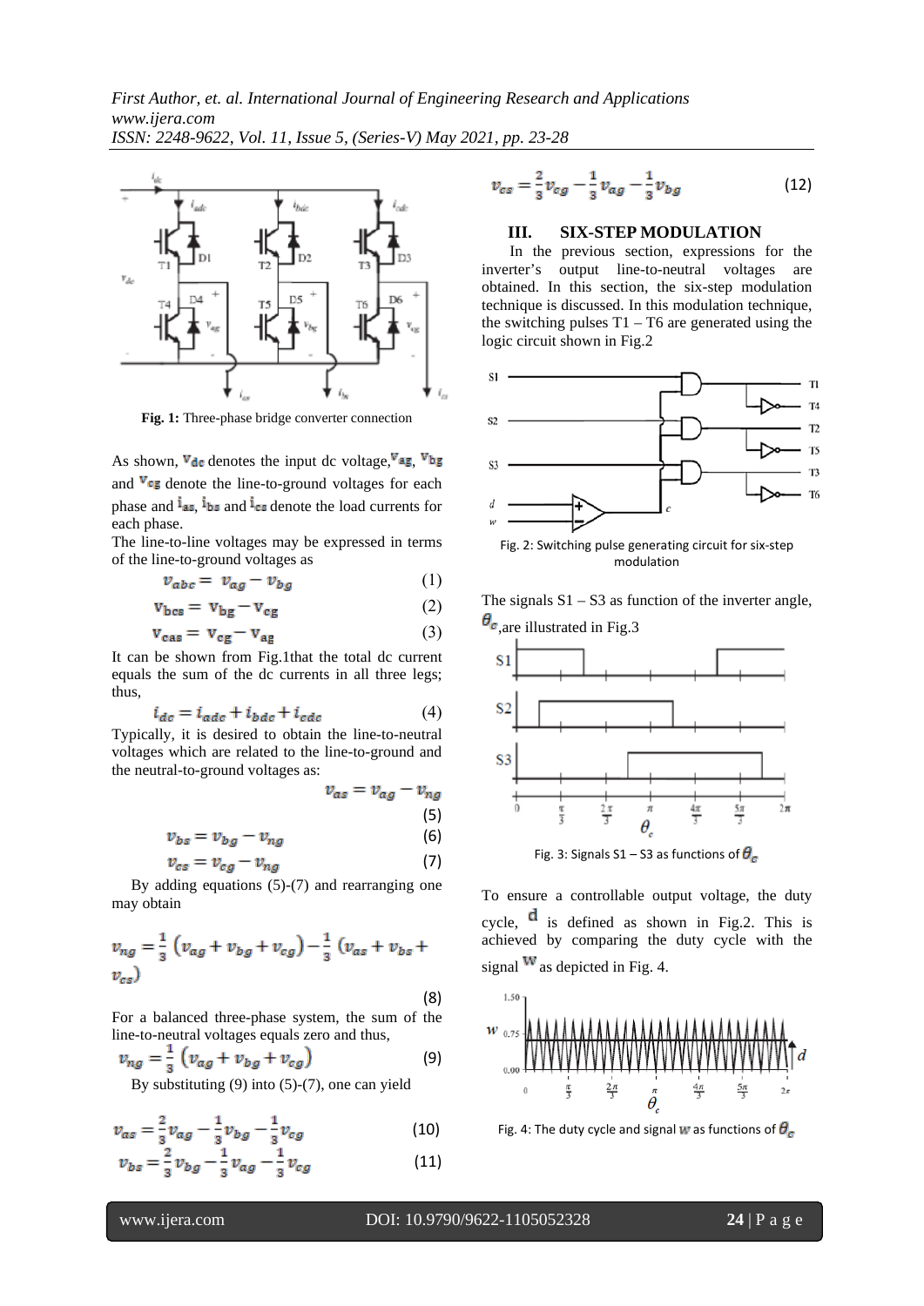Fig. 1: Three-phase bridge converter connection

As shown, $v_{dc}$ denotes the input dc voltage, $v_{ag}$, $v_{bg}$ and $v_{cg}$ denote the line-to-ground voltages for each phase and $i_{as}$, $i_{bs}$ and $i_{cs}$ denote the load currents for each phase.

The line-to-line voltages may be expressed in terms of the line-to-ground voltages as

$$v_{abc} = v_{ag} - v_{bg} \quad (1)$$

$$v_{bcs} = v_{bg} - v_{cg} \quad (2)$$

$$v_{cas} = v_{cg} - v_{ag} \quad (3)$$

It can be shown from Fig.1that the total dc current equals the sum of the dc currents in all three legs; thus,

$$i_{dc} = i_{adc} + i_{bdc} + i_{cdc} \quad (4)$$

Typically, it is desired to obtain the line-to-neutral voltages which are related to the line-to-ground and the neutral-to-ground voltages as:

$$v_{as} = v_{ag} - v_{ng} \quad (5)$$

$$v_{bs} = v_{bg} - v_{ng} \quad (6)$$

$$v_{cs} = v_{cg} - v_{ng} \quad (7)$$

By adding equations (5)-(7) and rearranging one may obtain

$$v_{ng} = \frac{1}{3}\left(v_{ag} + v_{bg} + v_{cg}\right) - \frac{1}{3}\left(v_{as} + v_{bs} + v_{cs}\right) \quad (8)$$

For a balanced three-phase system, the sum of the line-to-neutral voltages equals zero and thus,

$$v_{ng} = \frac{1}{3}\left(v_{ag} + v_{bg} + v_{cg}\right) \quad (9)$$

By substituting (9) into (5)-(7), one can yield

$$v_{as} = \frac{2}{3}v_{ag} - \frac{1}{3}v_{bg} - \frac{1}{3}v_{cg} \quad (10)$$

$$v_{bs} = \frac{2}{3}v_{bg} - \frac{1}{3}v_{ag} - \frac{1}{3}v_{cg} \quad (11)$$

$$v_{cs} = \frac{2}{3}v_{cg} - \frac{1}{3}v_{ag} - \frac{1}{3}v_{bg} \quad (12)$$

## III. SIX-STEP MODULATION

In the previous section, expressions for the inverter's output line-to-neutral voltages are obtained. In this section, the six-step modulation technique is discussed. In this modulation technique, the switching pulses T1 – T6 are generated using the logic circuit shown in Fig.2

Fig. 2: Switching pulse generating circuit for six-step modulation

The signals S1 – S3 as function of the inverter angle, $\theta_c$, are illustrated in Fig.3

Fig. 3: Signals S1 – S3 as functions of $\theta_c$

To ensure a controllable output voltage, the duty cycle, $d$ is defined as shown in Fig.2. This is achieved by comparing the duty cycle with the signal $w$ as depicted in Fig. 4.

Fig. 4: The duty cycle and signal $w$ as functions of $\theta_c$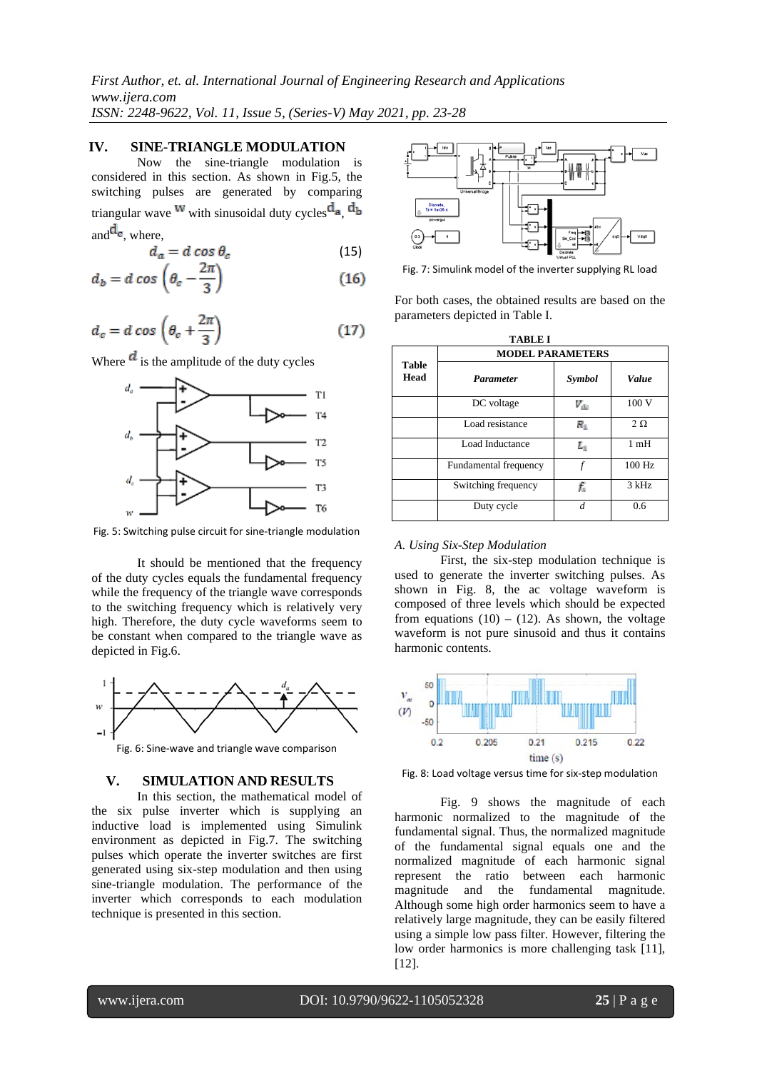## IV. SINE-TRIANGLE MODULATION

Now the sine-triangle modulation is considered in this section. As shown in Fig.5, the switching pulses are generated by comparing triangular wave $w$ with sinusoidal duty cycles $d_a$, $d_b$ and $d_c$, where,

$$d_a = d\cos\theta_c \tag{15}$$

$$d_b = d\cos\left(\theta_c - \frac{2\pi}{3}\right) \tag{16}$$

$$d_c = d\cos\left(\theta_c + \frac{2\pi}{3}\right) \tag{17}$$

Where $d$ is the amplitude of the duty cycles

Fig. 5: Switching pulse circuit for sine-triangle modulation

It should be mentioned that the frequency of the duty cycles equals the fundamental frequency while the frequency of the triangle wave corresponds to the switching frequency which is relatively very high. Therefore, the duty cycle waveforms seem to be constant when compared to the triangle wave as depicted in Fig.6.

Fig. 6: Sine-wave and triangle wave comparison

## V. SIMULATION AND RESULTS

In this section, the mathematical model of the six pulse inverter which is supplying an inductive load is implemented using Simulink environment as depicted in Fig.7. The switching pulses which operate the inverter switches are first generated using six-step modulation and then using sine-triangle modulation. The performance of the inverter which corresponds to each modulation technique is presented in this section.

Fig. 7: Simulink model of the inverter supplying RL load

For both cases, the obtained results are based on the parameters depicted in Table I.

**TABLE I**
**MODEL PARAMETERS**

| Table Head | Parameter | Symbol | Value |
|---|---|---|---|
| | DC voltage | $V_{dc}$ | 100 V |
| | Load resistance | $R_L$ | 2 Ω |
| | Load Inductance | $L_L$ | 1 mH |
| | Fundamental frequency | $f$ | 100 Hz |
| | Switching frequency | $f_s$ | 3 kHz |
| | Duty cycle | $d$ | 0.6 |

### A. Using Six-Step Modulation

First, the six-step modulation technique is used to generate the inverter switching pulses. As shown in Fig. 8, the ac voltage waveform is composed of three levels which should be expected from equations (10) – (12). As shown, the voltage waveform is not pure sinusoid and thus it contains harmonic contents.

Fig. 8: Load voltage versus time for six-step modulation

Fig. 9 shows the magnitude of each harmonic normalized to the magnitude of the fundamental signal. Thus, the normalized magnitude of the fundamental signal equals one and the normalized magnitude of each harmonic signal represent the ratio between each harmonic magnitude and the fundamental magnitude. Although some high order harmonics seem to have a relatively large magnitude, they can be easily filtered using a simple low pass filter. However, filtering the low order harmonics is more challenging task [11], [12].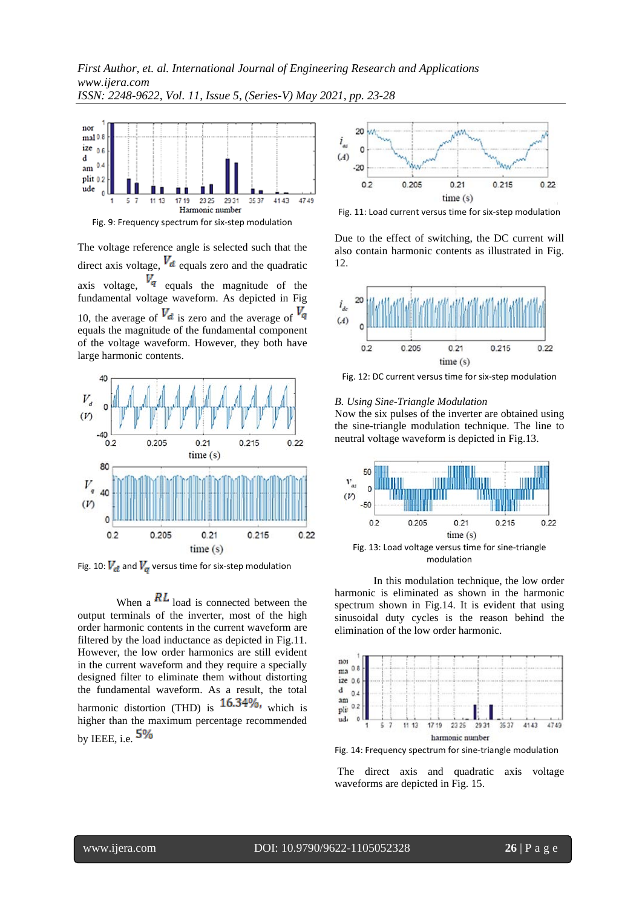Fig. 9: Frequency spectrum for six-step modulation

The voltage reference angle is selected such that the direct axis voltage, $V_d$ equals zero and the quadratic axis voltage, $V_q$ equals the magnitude of the fundamental voltage waveform. As depicted in Fig 10, the average of $V_d$ is zero and the average of $V_q$ equals the magnitude of the fundamental component of the voltage waveform. However, they both have large harmonic contents.

Fig. 10: $V_d$ and $V_q$ versus time for six-step modulation

When a $RL$ load is connected between the output terminals of the inverter, most of the high order harmonic contents in the current waveform are filtered by the load inductance as depicted in Fig.11. However, the low order harmonics are still evident in the current waveform and they require a specially designed filter to eliminate them without distorting the fundamental waveform. As a result, the total harmonic distortion (THD) is $16.34\%$, which is higher than the maximum percentage recommended by IEEE, i.e. $5\%$

Fig. 11: Load current versus time for six-step modulation

Due to the effect of switching, the DC current will also contain harmonic contents as illustrated in Fig. 12.

Fig. 12: DC current versus time for six-step modulation

*B. Using Sine-Triangle Modulation*

Now the six pulses of the inverter are obtained using the sine-triangle modulation technique. The line to neutral voltage waveform is depicted in Fig.13.

Fig. 13: Load voltage versus time for sine-triangle modulation

In this modulation technique, the low order harmonic is eliminated as shown in the harmonic spectrum shown in Fig.14. It is evident that using sinusoidal duty cycles is the reason behind the elimination of the low order harmonic.

Fig. 14: Frequency spectrum for sine-triangle modulation

The direct axis and quadratic axis voltage waveforms are depicted in Fig. 15.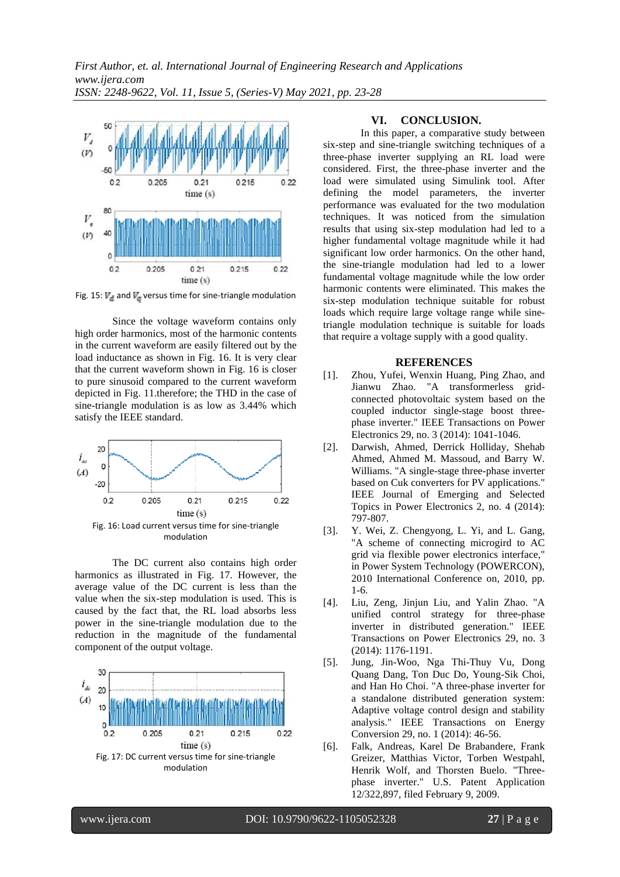Fig. 15: $V_d$ and $V_q$ versus time for sine-triangle modulation

Since the voltage waveform contains only high order harmonics, most of the harmonic contents in the current waveform are easily filtered out by the load inductance as shown in Fig. 16. It is very clear that the current waveform shown in Fig. 16 is closer to pure sinusoid compared to the current waveform depicted in Fig. 11.therefore; the THD in the case of sine-triangle modulation is as low as 3.44% which satisfy the IEEE standard.

Fig. 16: Load current versus time for sine-triangle modulation

The DC current also contains high order harmonics as illustrated in Fig. 17. However, the average value of the DC current is less than the value when the six-step modulation is used. This is caused by the fact that, the RL load absorbs less power in the sine-triangle modulation due to the reduction in the magnitude of the fundamental component of the output voltage.

Fig. 17: DC current versus time for sine-triangle modulation

## VI. CONCLUSION.

In this paper, a comparative study between six-step and sine-triangle switching techniques of a three-phase inverter supplying an RL load were considered. First, the three-phase inverter and the load were simulated using Simulink tool. After defining the model parameters, the inverter performance was evaluated for the two modulation techniques. It was noticed from the simulation results that using six-step modulation had led to a higher fundamental voltage magnitude while it had significant low order harmonics. On the other hand, the sine-triangle modulation had led to a lower fundamental voltage magnitude while the low order harmonic contents were eliminated. This makes the six-step modulation technique suitable for robust loads which require large voltage range while sine-triangle modulation technique is suitable for loads that require a voltage supply with a good quality.

## REFERENCES

[1]. Zhou, Yufei, Wenxin Huang, Ping Zhao, and Jianwu Zhao. "A transformerless grid-connected photovoltaic system based on the coupled inductor single-stage boost three-phase inverter." IEEE Transactions on Power Electronics 29, no. 3 (2014): 1041-1046.

[2]. Darwish, Ahmed, Derrick Holliday, Shehab Ahmed, Ahmed M. Massoud, and Barry W. Williams. "A single-stage three-phase inverter based on Cuk converters for PV applications." IEEE Journal of Emerging and Selected Topics in Power Electronics 2, no. 4 (2014): 797-807.

[3]. Y. Wei, Z. Chengyong, L. Yi, and L. Gang, "A scheme of connecting microgird to AC grid via flexible power electronics interface," in Power System Technology (POWERCON), 2010 International Conference on, 2010, pp. 1-6.

[4]. Liu, Zeng, Jinjun Liu, and Yalin Zhao. "A unified control strategy for three-phase inverter in distributed generation." IEEE Transactions on Power Electronics 29, no. 3 (2014): 1176-1191.

[5]. Jung, Jin-Woo, Nga Thi-Thuy Vu, Dong Quang Dang, Ton Duc Do, Young-Sik Choi, and Han Ho Choi. "A three-phase inverter for a standalone distributed generation system: Adaptive voltage control design and stability analysis." IEEE Transactions on Energy Conversion 29, no. 1 (2014): 46-56.

[6]. Falk, Andreas, Karel De Brabandere, Frank Greizer, Matthias Victor, Torben Westpahl, Henrik Wolf, and Thorsten Buelo. "Three-phase inverter." U.S. Patent Application 12/322,897, filed February 9, 2009.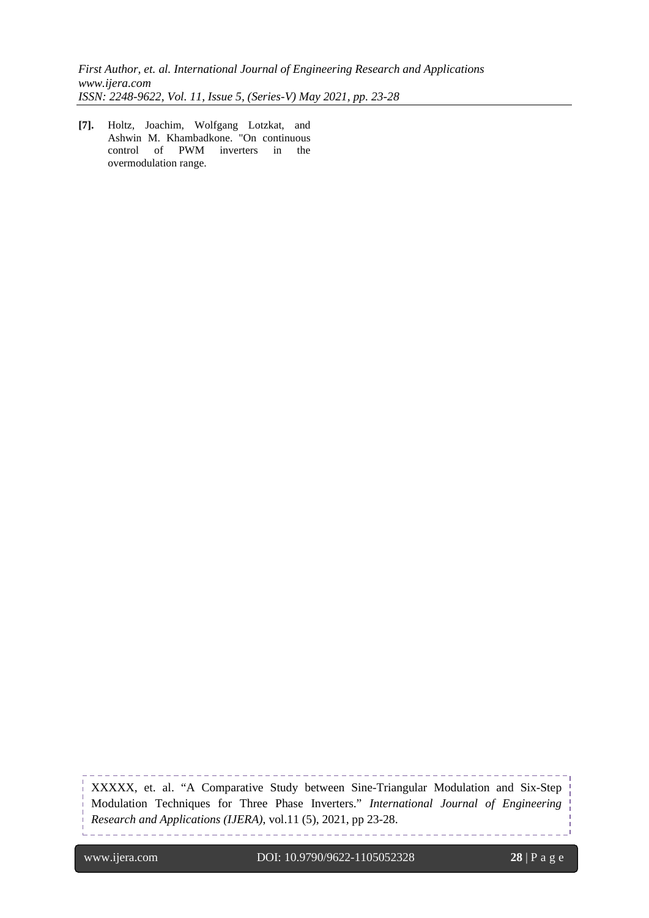**[7].** Holtz, Joachim, Wolfgang Lotzkat, and Ashwin M. Khambadkone. "On continuous control of PWM inverters in the overmodulation range.

XXXXX, et. al. "A Comparative Study between Sine-Triangular Modulation and Six-Step Modulation Techniques for Three Phase Inverters." *International Journal of Engineering Research and Applications (IJERA)*, vol.11 (5), 2021, pp 23-28.